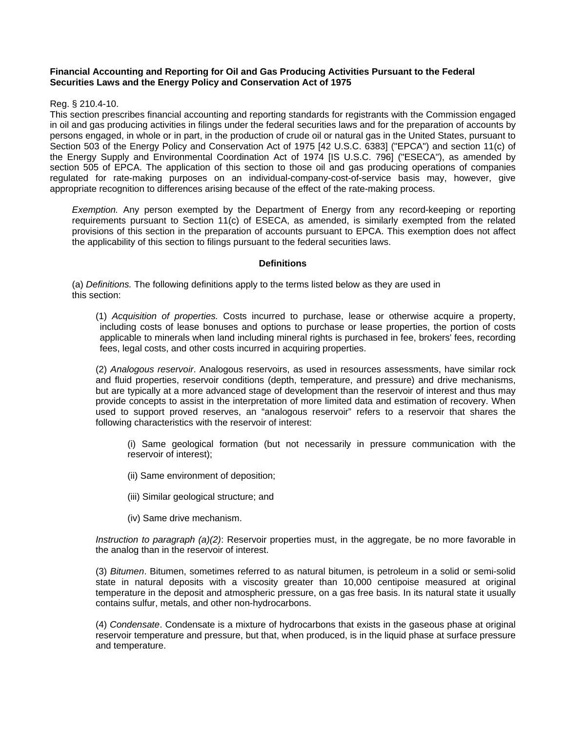**Financial Accounting and Reporting for Oil and Gas Producing Activities Pursuant to the Federal Securities Laws and the Energy Policy and Conservation Act of 1975**

Reg. § 210.4-10.

This section prescribes financial accounting and reporting standards for registrants with the Commission engaged in oil and gas producing activities in filings under the federal securities laws and for the preparation of accounts by persons engaged, in whole or in part, in the production of crude oil or natural gas in the United States, pursuant to Section 503 of the Energy Policy and Conservation Act of 1975 [42 U.S.C. 6383] ("EPCA") and section 11(c) of the Energy Supply and Environmental Coordination Act of 1974 [IS U.S.C. 796] ("ESECA"), as amended by section 505 of EPCA. The application of this section to those oil and gas producing operations of companies regulated for rate-making purposes on an individual-company-cost-of-service basis may, however, give appropriate recognition to differences arising because of the effect of the rate-making process.

*Exemption.* Any person exempted by the Department of Energy from any record-keeping or reporting requirements pursuant to Section 11(c) of ESECA, as amended, is similarly exempted from the related provisions of this section in the preparation of accounts pursuant to EPCA. This exemption does not affect the applicability of this section to filings pursuant to the federal securities laws.

**Definitions**

(a) *Definitions.* The following definitions apply to the terms listed below as they are used in this section:

(1) *Acquisition of properties.* Costs incurred to purchase, lease or otherwise acquire a property, including costs of lease bonuses and options to purchase or lease properties, the portion of costs applicable to minerals when land including mineral rights is purchased in fee, brokers' fees, recording fees, legal costs, and other costs incurred in acquiring properties.

(2) *Analogous reservoir*. Analogous reservoirs, as used in resources assessments, have similar rock and fluid properties, reservoir conditions (depth, temperature, and pressure) and drive mechanisms, but are typically at a more advanced stage of development than the reservoir of interest and thus may provide concepts to assist in the interpretation of more limited data and estimation of recovery. When used to support proved reserves, an "analogous reservoir" refers to a reservoir that shares the following characteristics with the reservoir of interest:

(i) Same geological formation (but not necessarily in pressure communication with the reservoir of interest);

(ii) Same environment of deposition;

(iii) Similar geological structure; and

(iv) Same drive mechanism.

*Instruction to paragraph (a)(2)*: Reservoir properties must, in the aggregate, be no more favorable in the analog than in the reservoir of interest.

(3) *Bitumen*. Bitumen, sometimes referred to as natural bitumen, is petroleum in a solid or semi-solid state in natural deposits with a viscosity greater than 10,000 centipoise measured at original temperature in the deposit and atmospheric pressure, on a gas free basis. In its natural state it usually contains sulfur, metals, and other non-hydrocarbons.

(4) *Condensate*. Condensate is a mixture of hydrocarbons that exists in the gaseous phase at original reservoir temperature and pressure, but that, when produced, is in the liquid phase at surface pressure and temperature.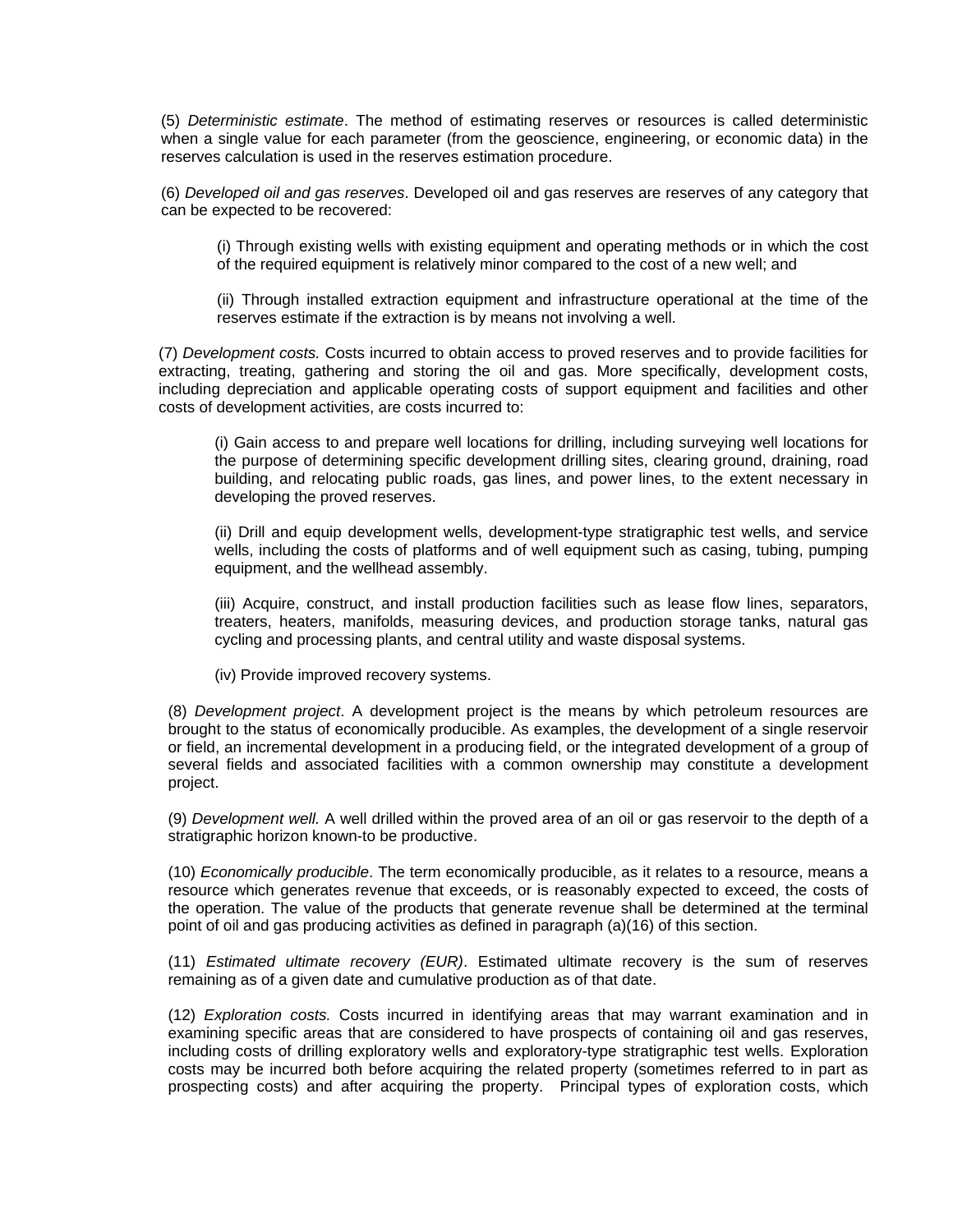(5) *Deterministic estimate*. The method of estimating reserves or resources is called deterministic when a single value for each parameter (from the geoscience, engineering, or economic data) in the reserves calculation is used in the reserves estimation procedure.

(6) *Developed oil and gas reserves*. Developed oil and gas reserves are reserves of any category that can be expected to be recovered:

> (i) Through existing wells with existing equipment and operating methods or in which the cost of the required equipment is relatively minor compared to the cost of a new well; and
>
> (ii) Through installed extraction equipment and infrastructure operational at the time of the reserves estimate if the extraction is by means not involving a well.

(7) *Development costs.* Costs incurred to obtain access to proved reserves and to provide facilities for extracting, treating, gathering and storing the oil and gas. More specifically, development costs, including depreciation and applicable operating costs of support equipment and facilities and other costs of development activities, are costs incurred to:

> (i) Gain access to and prepare well locations for drilling, including surveying well locations for the purpose of determining specific development drilling sites, clearing ground, draining, road building, and relocating public roads, gas lines, and power lines, to the extent necessary in developing the proved reserves.
>
> (ii) Drill and equip development wells, development-type stratigraphic test wells, and service wells, including the costs of platforms and of well equipment such as casing, tubing, pumping equipment, and the wellhead assembly.
>
> (iii) Acquire, construct, and install production facilities such as lease flow lines, separators, treaters, heaters, manifolds, measuring devices, and production storage tanks, natural gas cycling and processing plants, and central utility and waste disposal systems.
>
> (iv) Provide improved recovery systems.

(8) *Development project*. A development project is the means by which petroleum resources are brought to the status of economically producible. As examples, the development of a single reservoir or field, an incremental development in a producing field, or the integrated development of a group of several fields and associated facilities with a common ownership may constitute a development project.

(9) *Development well.* A well drilled within the proved area of an oil or gas reservoir to the depth of a stratigraphic horizon known-to be productive.

(10) *Economically producible*. The term economically producible, as it relates to a resource, means a resource which generates revenue that exceeds, or is reasonably expected to exceed, the costs of the operation. The value of the products that generate revenue shall be determined at the terminal point of oil and gas producing activities as defined in paragraph (a)(16) of this section.

(11) *Estimated ultimate recovery (EUR)*. Estimated ultimate recovery is the sum of reserves remaining as of a given date and cumulative production as of that date.

(12) *Exploration costs.* Costs incurred in identifying areas that may warrant examination and in examining specific areas that are considered to have prospects of containing oil and gas reserves, including costs of drilling exploratory wells and exploratory-type stratigraphic test wells. Exploration costs may be incurred both before acquiring the related property (sometimes referred to in part as prospecting costs) and after acquiring the property. Principal types of exploration costs, which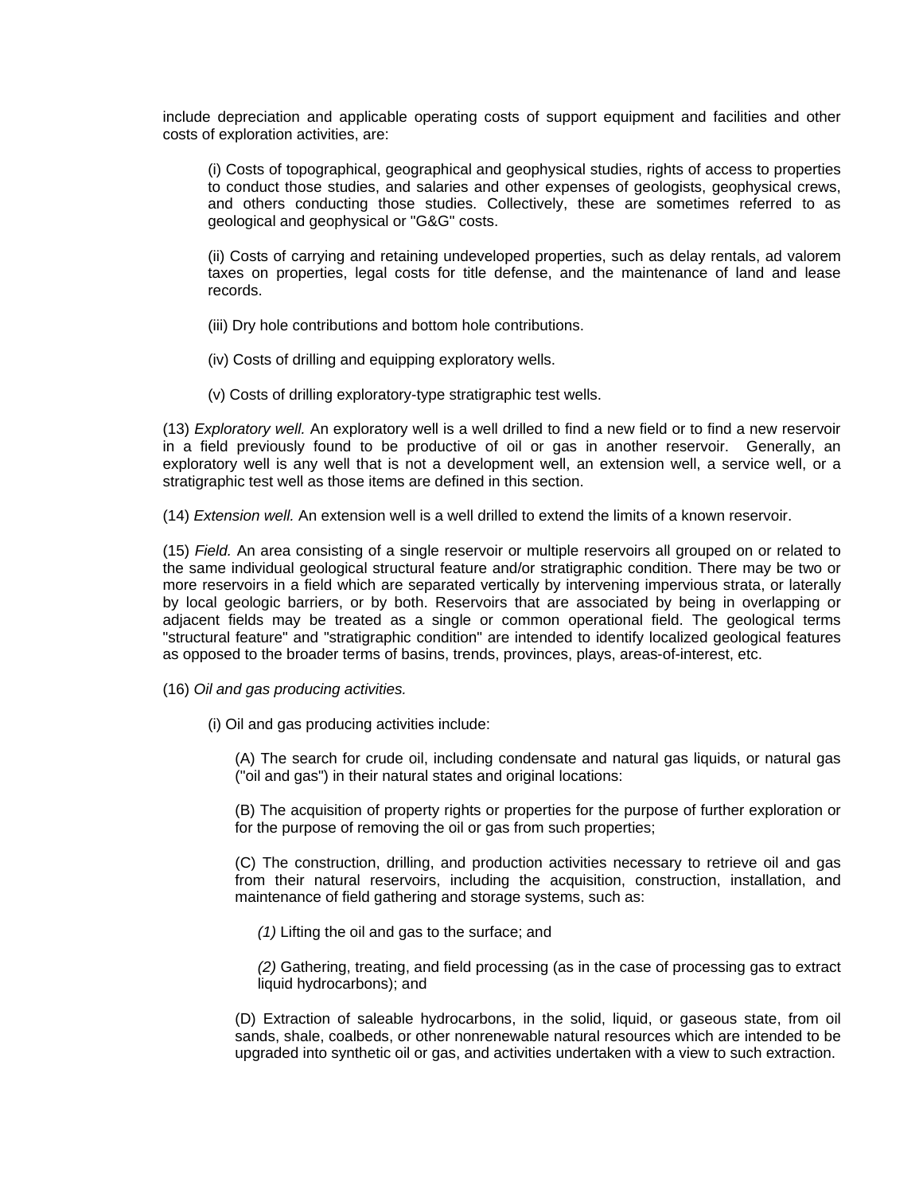include depreciation and applicable operating costs of support equipment and facilities and other costs of exploration activities, are:

(i) Costs of topographical, geographical and geophysical studies, rights of access to properties to conduct those studies, and salaries and other expenses of geologists, geophysical crews, and others conducting those studies. Collectively, these are sometimes referred to as geological and geophysical or "G&G" costs.

(ii) Costs of carrying and retaining undeveloped properties, such as delay rentals, ad valorem taxes on properties, legal costs for title defense, and the maintenance of land and lease records.

(iii) Dry hole contributions and bottom hole contributions.

(iv) Costs of drilling and equipping exploratory wells.

(v) Costs of drilling exploratory-type stratigraphic test wells.

(13) *Exploratory well.* An exploratory well is a well drilled to find a new field or to find a new reservoir in a field previously found to be productive of oil or gas in another reservoir. Generally, an exploratory well is any well that is not a development well, an extension well, a service well, or a stratigraphic test well as those items are defined in this section.

(14) *Extension well.* An extension well is a well drilled to extend the limits of a known reservoir.

(15) *Field.* An area consisting of a single reservoir or multiple reservoirs all grouped on or related to the same individual geological structural feature and/or stratigraphic condition. There may be two or more reservoirs in a field which are separated vertically by intervening impervious strata, or laterally by local geologic barriers, or by both. Reservoirs that are associated by being in overlapping or adjacent fields may be treated as a single or common operational field. The geological terms "structural feature" and "stratigraphic condition" are intended to identify localized geological features as opposed to the broader terms of basins, trends, provinces, plays, areas-of-interest, etc.

(16) *Oil and gas producing activities.*

(i) Oil and gas producing activities include:

(A) The search for crude oil, including condensate and natural gas liquids, or natural gas ("oil and gas") in their natural states and original locations:

(B) The acquisition of property rights or properties for the purpose of further exploration or for the purpose of removing the oil or gas from such properties;

(C) The construction, drilling, and production activities necessary to retrieve oil and gas from their natural reservoirs, including the acquisition, construction, installation, and maintenance of field gathering and storage systems, such as:

*(1)* Lifting the oil and gas to the surface; and

*(2)* Gathering, treating, and field processing (as in the case of processing gas to extract liquid hydrocarbons); and

(D) Extraction of saleable hydrocarbons, in the solid, liquid, or gaseous state, from oil sands, shale, coalbeds, or other nonrenewable natural resources which are intended to be upgraded into synthetic oil or gas, and activities undertaken with a view to such extraction.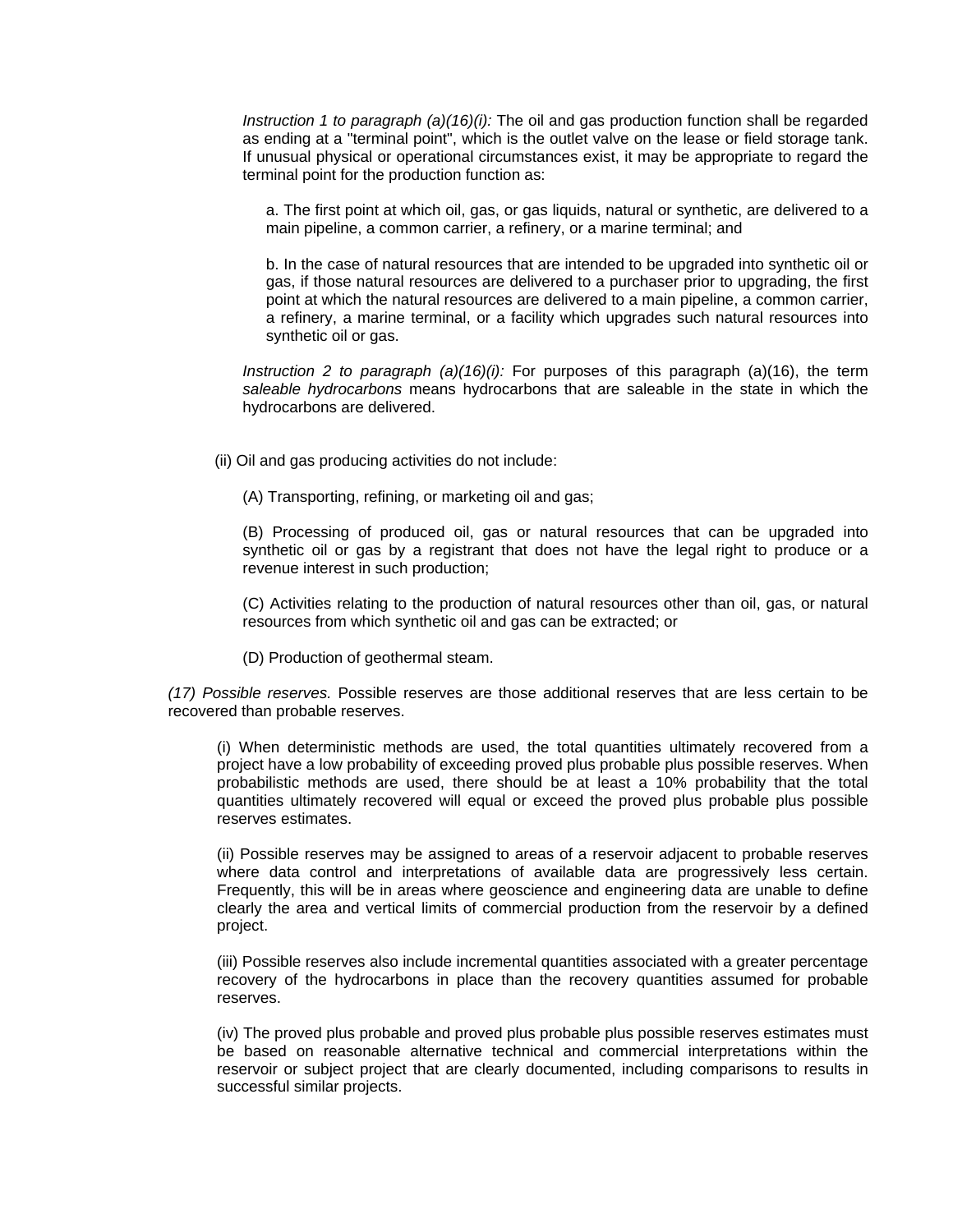*Instruction 1 to paragraph (a)(16)(i):* The oil and gas production function shall be regarded as ending at a "terminal point", which is the outlet valve on the lease or field storage tank. If unusual physical or operational circumstances exist, it may be appropriate to regard the terminal point for the production function as:

a. The first point at which oil, gas, or gas liquids, natural or synthetic, are delivered to a main pipeline, a common carrier, a refinery, or a marine terminal; and

b. In the case of natural resources that are intended to be upgraded into synthetic oil or gas, if those natural resources are delivered to a purchaser prior to upgrading, the first point at which the natural resources are delivered to a main pipeline, a common carrier, a refinery, a marine terminal, or a facility which upgrades such natural resources into synthetic oil or gas.

*Instruction 2 to paragraph (a)(16)(i):* For purposes of this paragraph (a)(16), the term *saleable hydrocarbons* means hydrocarbons that are saleable in the state in which the hydrocarbons are delivered.

(ii) Oil and gas producing activities do not include:

(A) Transporting, refining, or marketing oil and gas;

(B) Processing of produced oil, gas or natural resources that can be upgraded into synthetic oil or gas by a registrant that does not have the legal right to produce or a revenue interest in such production;

(C) Activities relating to the production of natural resources other than oil, gas, or natural resources from which synthetic oil and gas can be extracted; or

(D) Production of geothermal steam.

*(17) Possible reserves.* Possible reserves are those additional reserves that are less certain to be recovered than probable reserves.

(i) When deterministic methods are used, the total quantities ultimately recovered from a project have a low probability of exceeding proved plus probable plus possible reserves. When probabilistic methods are used, there should be at least a 10% probability that the total quantities ultimately recovered will equal or exceed the proved plus probable plus possible reserves estimates.

(ii) Possible reserves may be assigned to areas of a reservoir adjacent to probable reserves where data control and interpretations of available data are progressively less certain. Frequently, this will be in areas where geoscience and engineering data are unable to define clearly the area and vertical limits of commercial production from the reservoir by a defined project.

(iii) Possible reserves also include incremental quantities associated with a greater percentage recovery of the hydrocarbons in place than the recovery quantities assumed for probable reserves.

(iv) The proved plus probable and proved plus probable plus possible reserves estimates must be based on reasonable alternative technical and commercial interpretations within the reservoir or subject project that are clearly documented, including comparisons to results in successful similar projects.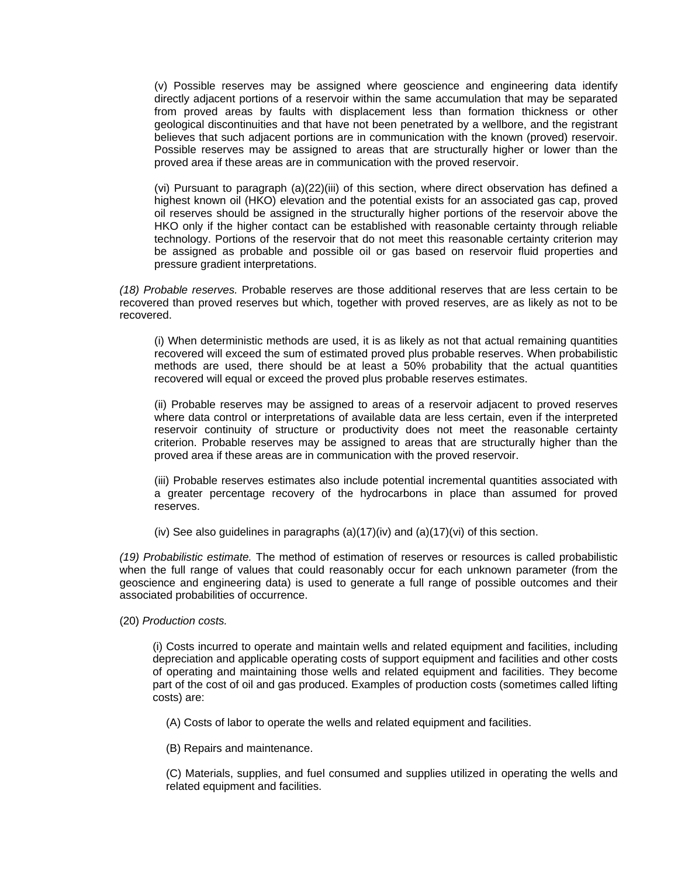(v) Possible reserves may be assigned where geoscience and engineering data identify directly adjacent portions of a reservoir within the same accumulation that may be separated from proved areas by faults with displacement less than formation thickness or other geological discontinuities and that have not been penetrated by a wellbore, and the registrant believes that such adjacent portions are in communication with the known (proved) reservoir. Possible reserves may be assigned to areas that are structurally higher or lower than the proved area if these areas are in communication with the proved reservoir.

(vi) Pursuant to paragraph (a)(22)(iii) of this section, where direct observation has defined a highest known oil (HKO) elevation and the potential exists for an associated gas cap, proved oil reserves should be assigned in the structurally higher portions of the reservoir above the HKO only if the higher contact can be established with reasonable certainty through reliable technology. Portions of the reservoir that do not meet this reasonable certainty criterion may be assigned as probable and possible oil or gas based on reservoir fluid properties and pressure gradient interpretations.

*(18) Probable reserves.* Probable reserves are those additional reserves that are less certain to be recovered than proved reserves but which, together with proved reserves, are as likely as not to be recovered.

(i) When deterministic methods are used, it is as likely as not that actual remaining quantities recovered will exceed the sum of estimated proved plus probable reserves. When probabilistic methods are used, there should be at least a 50% probability that the actual quantities recovered will equal or exceed the proved plus probable reserves estimates.

(ii) Probable reserves may be assigned to areas of a reservoir adjacent to proved reserves where data control or interpretations of available data are less certain, even if the interpreted reservoir continuity of structure or productivity does not meet the reasonable certainty criterion. Probable reserves may be assigned to areas that are structurally higher than the proved area if these areas are in communication with the proved reservoir.

(iii) Probable reserves estimates also include potential incremental quantities associated with a greater percentage recovery of the hydrocarbons in place than assumed for proved reserves.

(iv) See also guidelines in paragraphs (a)(17)(iv) and (a)(17)(vi) of this section.

*(19) Probabilistic estimate.* The method of estimation of reserves or resources is called probabilistic when the full range of values that could reasonably occur for each unknown parameter (from the geoscience and engineering data) is used to generate a full range of possible outcomes and their associated probabilities of occurrence.

(20) *Production costs.*

(i) Costs incurred to operate and maintain wells and related equipment and facilities, including depreciation and applicable operating costs of support equipment and facilities and other costs of operating and maintaining those wells and related equipment and facilities. They become part of the cost of oil and gas produced. Examples of production costs (sometimes called lifting costs) are:

(A) Costs of labor to operate the wells and related equipment and facilities.

(B) Repairs and maintenance.

(C) Materials, supplies, and fuel consumed and supplies utilized in operating the wells and related equipment and facilities.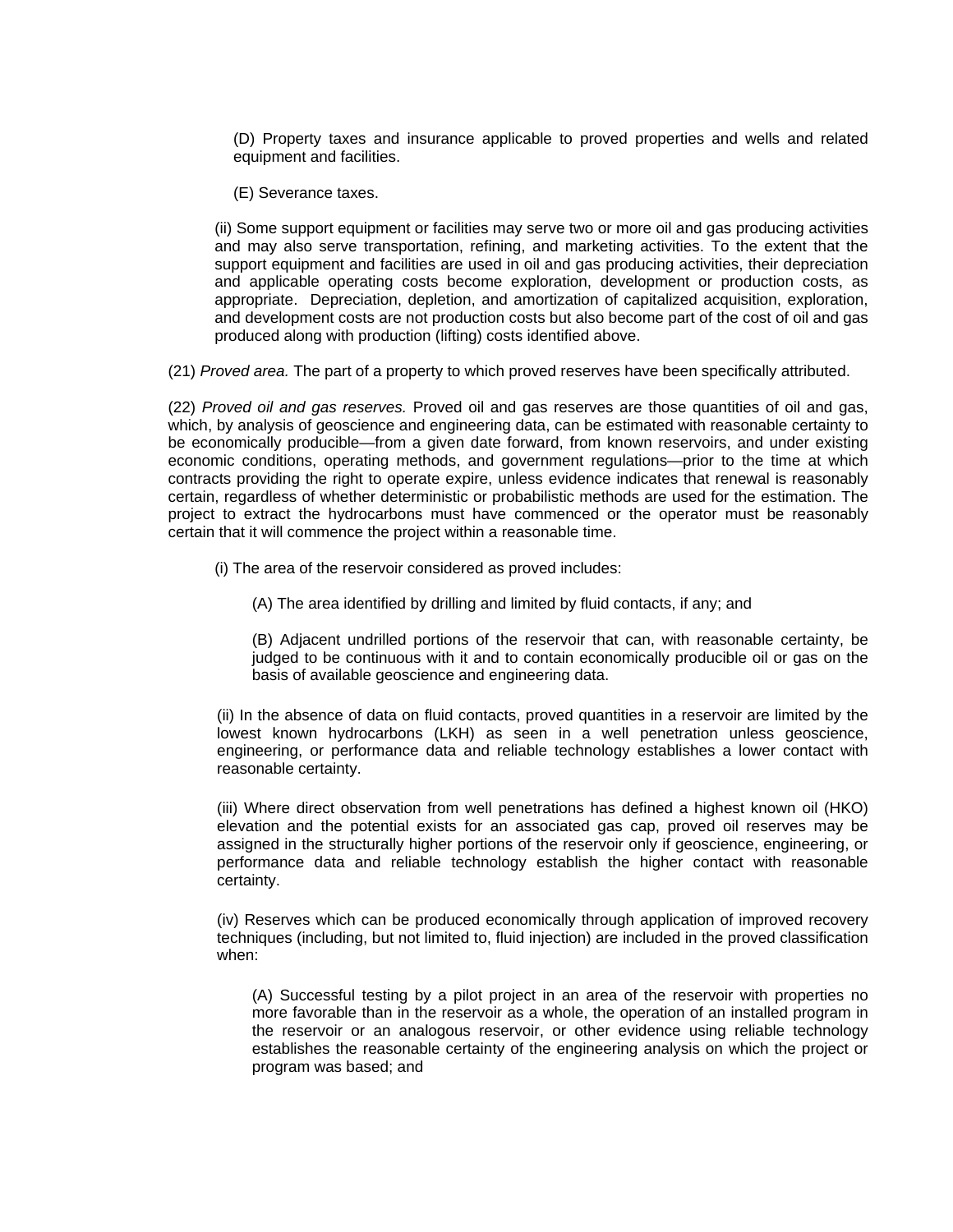(D) Property taxes and insurance applicable to proved properties and wells and related equipment and facilities.

(E) Severance taxes.

(ii) Some support equipment or facilities may serve two or more oil and gas producing activities and may also serve transportation, refining, and marketing activities. To the extent that the support equipment and facilities are used in oil and gas producing activities, their depreciation and applicable operating costs become exploration, development or production costs, as appropriate. Depreciation, depletion, and amortization of capitalized acquisition, exploration, and development costs are not production costs but also become part of the cost of oil and gas produced along with production (lifting) costs identified above.

(21) *Proved area.* The part of a property to which proved reserves have been specifically attributed.

(22) *Proved oil and gas reserves.* Proved oil and gas reserves are those quantities of oil and gas, which, by analysis of geoscience and engineering data, can be estimated with reasonable certainty to be economically producible—from a given date forward, from known reservoirs, and under existing economic conditions, operating methods, and government regulations—prior to the time at which contracts providing the right to operate expire, unless evidence indicates that renewal is reasonably certain, regardless of whether deterministic or probabilistic methods are used for the estimation. The project to extract the hydrocarbons must have commenced or the operator must be reasonably certain that it will commence the project within a reasonable time.

(i) The area of the reservoir considered as proved includes:

(A) The area identified by drilling and limited by fluid contacts, if any; and

(B) Adjacent undrilled portions of the reservoir that can, with reasonable certainty, be judged to be continuous with it and to contain economically producible oil or gas on the basis of available geoscience and engineering data.

(ii) In the absence of data on fluid contacts, proved quantities in a reservoir are limited by the lowest known hydrocarbons (LKH) as seen in a well penetration unless geoscience, engineering, or performance data and reliable technology establishes a lower contact with reasonable certainty.

(iii) Where direct observation from well penetrations has defined a highest known oil (HKO) elevation and the potential exists for an associated gas cap, proved oil reserves may be assigned in the structurally higher portions of the reservoir only if geoscience, engineering, or performance data and reliable technology establish the higher contact with reasonable certainty.

(iv) Reserves which can be produced economically through application of improved recovery techniques (including, but not limited to, fluid injection) are included in the proved classification when:

(A) Successful testing by a pilot project in an area of the reservoir with properties no more favorable than in the reservoir as a whole, the operation of an installed program in the reservoir or an analogous reservoir, or other evidence using reliable technology establishes the reasonable certainty of the engineering analysis on which the project or program was based; and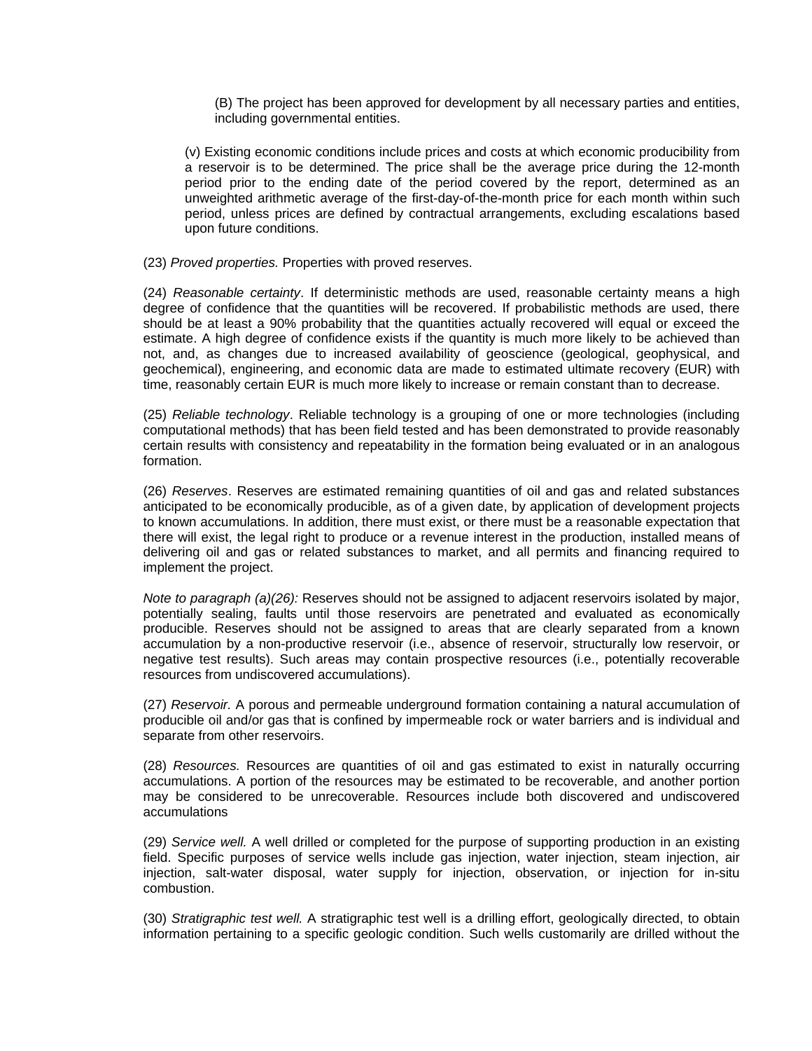(B) The project has been approved for development by all necessary parties and entities, including governmental entities.

(v) Existing economic conditions include prices and costs at which economic producibility from a reservoir is to be determined. The price shall be the average price during the 12-month period prior to the ending date of the period covered by the report, determined as an unweighted arithmetic average of the first-day-of-the-month price for each month within such period, unless prices are defined by contractual arrangements, excluding escalations based upon future conditions.

(23) *Proved properties.* Properties with proved reserves.

(24) *Reasonable certainty*. If deterministic methods are used, reasonable certainty means a high degree of confidence that the quantities will be recovered. If probabilistic methods are used, there should be at least a 90% probability that the quantities actually recovered will equal or exceed the estimate. A high degree of confidence exists if the quantity is much more likely to be achieved than not, and, as changes due to increased availability of geoscience (geological, geophysical, and geochemical), engineering, and economic data are made to estimated ultimate recovery (EUR) with time, reasonably certain EUR is much more likely to increase or remain constant than to decrease.

(25) *Reliable technology*. Reliable technology is a grouping of one or more technologies (including computational methods) that has been field tested and has been demonstrated to provide reasonably certain results with consistency and repeatability in the formation being evaluated or in an analogous formation.

(26) *Reserves*. Reserves are estimated remaining quantities of oil and gas and related substances anticipated to be economically producible, as of a given date, by application of development projects to known accumulations. In addition, there must exist, or there must be a reasonable expectation that there will exist, the legal right to produce or a revenue interest in the production, installed means of delivering oil and gas or related substances to market, and all permits and financing required to implement the project.

*Note to paragraph (a)(26):* Reserves should not be assigned to adjacent reservoirs isolated by major, potentially sealing, faults until those reservoirs are penetrated and evaluated as economically producible. Reserves should not be assigned to areas that are clearly separated from a known accumulation by a non-productive reservoir (i.e., absence of reservoir, structurally low reservoir, or negative test results). Such areas may contain prospective resources (i.e., potentially recoverable resources from undiscovered accumulations).

(27) *Reservoir.* A porous and permeable underground formation containing a natural accumulation of producible oil and/or gas that is confined by impermeable rock or water barriers and is individual and separate from other reservoirs.

(28) *Resources.* Resources are quantities of oil and gas estimated to exist in naturally occurring accumulations. A portion of the resources may be estimated to be recoverable, and another portion may be considered to be unrecoverable. Resources include both discovered and undiscovered accumulations

(29) *Service well.* A well drilled or completed for the purpose of supporting production in an existing field. Specific purposes of service wells include gas injection, water injection, steam injection, air injection, salt-water disposal, water supply for injection, observation, or injection for in-situ combustion.

(30) *Stratigraphic test well.* A stratigraphic test well is a drilling effort, geologically directed, to obtain information pertaining to a specific geologic condition. Such wells customarily are drilled without the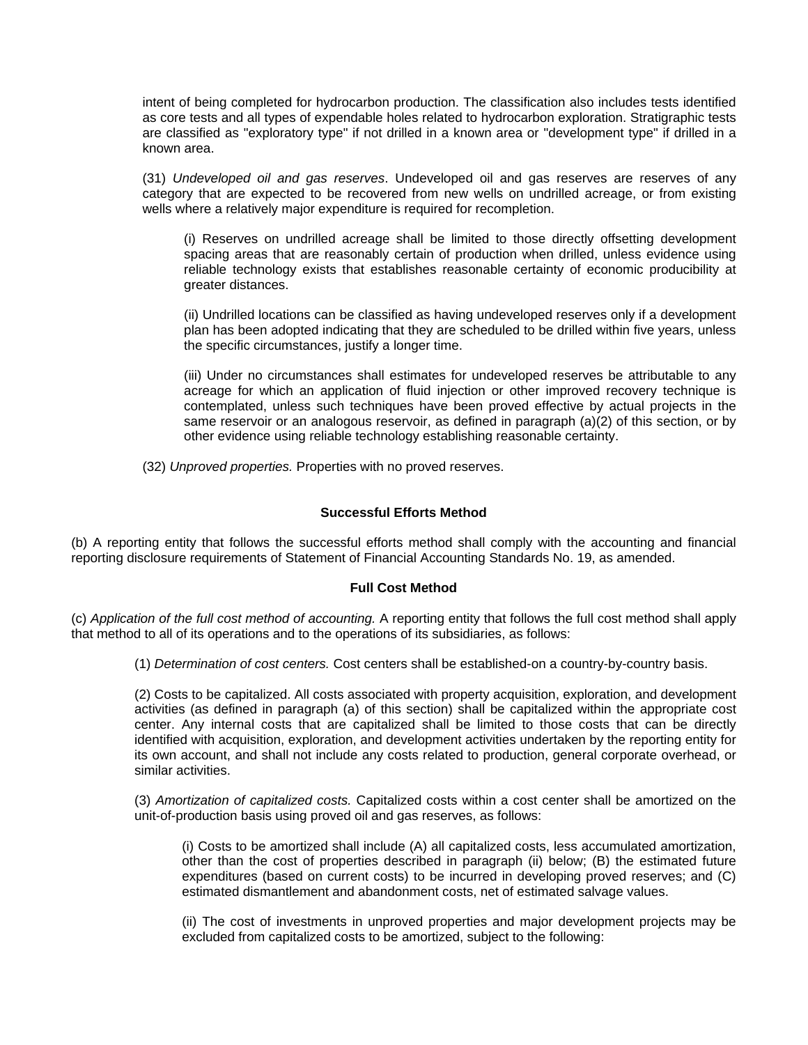intent of being completed for hydrocarbon production. The classification also includes tests identified as core tests and all types of expendable holes related to hydrocarbon exploration. Stratigraphic tests are classified as "exploratory type" if not drilled in a known area or "development type" if drilled in a known area.

(31) *Undeveloped oil and gas reserves*. Undeveloped oil and gas reserves are reserves of any category that are expected to be recovered from new wells on undrilled acreage, or from existing wells where a relatively major expenditure is required for recompletion.

(i) Reserves on undrilled acreage shall be limited to those directly offsetting development spacing areas that are reasonably certain of production when drilled, unless evidence using reliable technology exists that establishes reasonable certainty of economic producibility at greater distances.

(ii) Undrilled locations can be classified as having undeveloped reserves only if a development plan has been adopted indicating that they are scheduled to be drilled within five years, unless the specific circumstances, justify a longer time.

(iii) Under no circumstances shall estimates for undeveloped reserves be attributable to any acreage for which an application of fluid injection or other improved recovery technique is contemplated, unless such techniques have been proved effective by actual projects in the same reservoir or an analogous reservoir, as defined in paragraph (a)(2) of this section, or by other evidence using reliable technology establishing reasonable certainty.

(32) *Unproved properties.* Properties with no proved reserves.

**Successful Efforts Method**

(b) A reporting entity that follows the successful efforts method shall comply with the accounting and financial reporting disclosure requirements of Statement of Financial Accounting Standards No. 19, as amended.

**Full Cost Method**

(c) *Application of the full cost method of accounting.* A reporting entity that follows the full cost method shall apply that method to all of its operations and to the operations of its subsidiaries, as follows:

(1) *Determination of cost centers.* Cost centers shall be established-on a country-by-country basis.

(2) Costs to be capitalized. All costs associated with property acquisition, exploration, and development activities (as defined in paragraph (a) of this section) shall be capitalized within the appropriate cost center. Any internal costs that are capitalized shall be limited to those costs that can be directly identified with acquisition, exploration, and development activities undertaken by the reporting entity for its own account, and shall not include any costs related to production, general corporate overhead, or similar activities.

(3) *Amortization of capitalized costs.* Capitalized costs within a cost center shall be amortized on the unit-of-production basis using proved oil and gas reserves, as follows:

(i) Costs to be amortized shall include (A) all capitalized costs, less accumulated amortization, other than the cost of properties described in paragraph (ii) below; (B) the estimated future expenditures (based on current costs) to be incurred in developing proved reserves; and (C) estimated dismantlement and abandonment costs, net of estimated salvage values.

(ii) The cost of investments in unproved properties and major development projects may be excluded from capitalized costs to be amortized, subject to the following: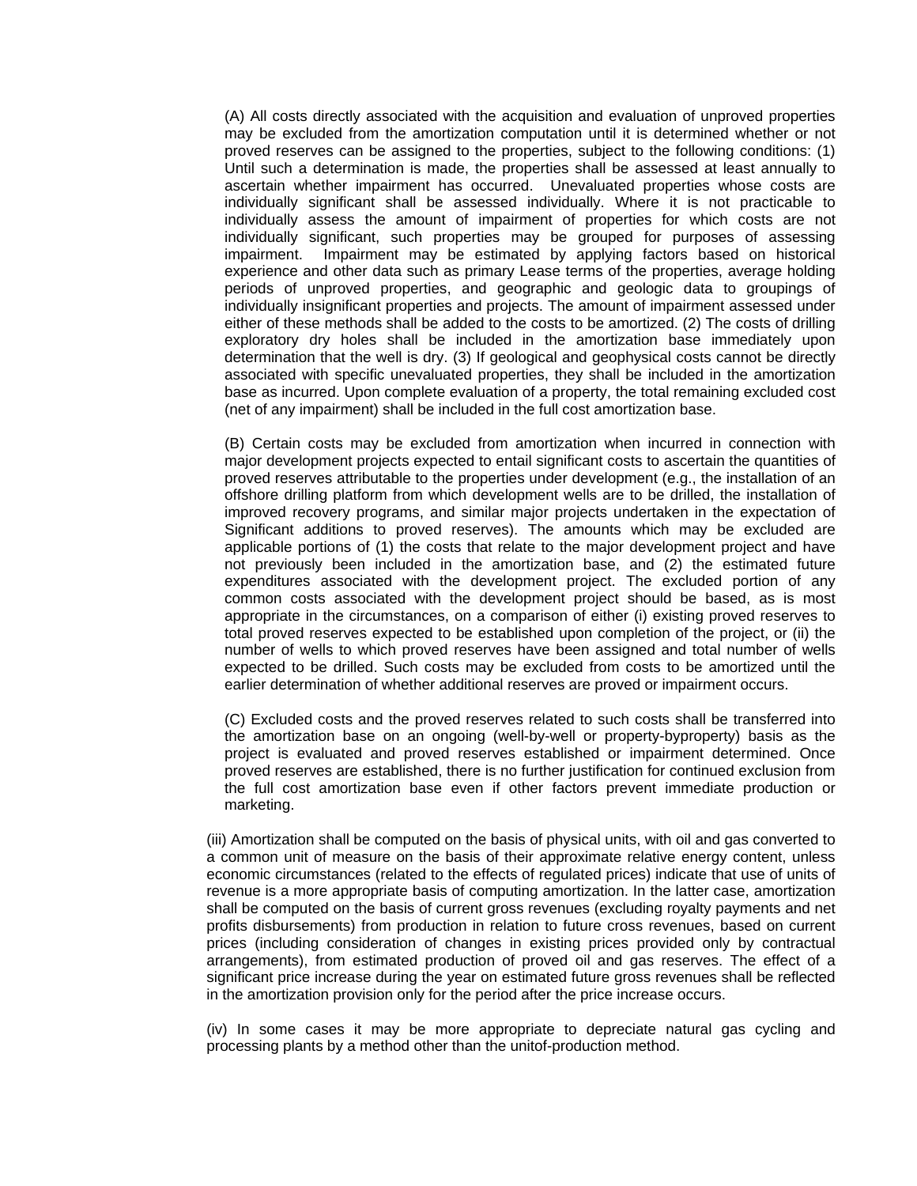(A) All costs directly associated with the acquisition and evaluation of unproved properties may be excluded from the amortization computation until it is determined whether or not proved reserves can be assigned to the properties, subject to the following conditions: (1) Until such a determination is made, the properties shall be assessed at least annually to ascertain whether impairment has occurred. Unevaluated properties whose costs are individually significant shall be assessed individually. Where it is not practicable to individually assess the amount of impairment of properties for which costs are not individually significant, such properties may be grouped for purposes of assessing impairment. Impairment may be estimated by applying factors based on historical experience and other data such as primary Lease terms of the properties, average holding periods of unproved properties, and geographic and geologic data to groupings of individually insignificant properties and projects. The amount of impairment assessed under either of these methods shall be added to the costs to be amortized. (2) The costs of drilling exploratory dry holes shall be included in the amortization base immediately upon determination that the well is dry. (3) If geological and geophysical costs cannot be directly associated with specific unevaluated properties, they shall be included in the amortization base as incurred. Upon complete evaluation of a property, the total remaining excluded cost (net of any impairment) shall be included in the full cost amortization base.

(B) Certain costs may be excluded from amortization when incurred in connection with major development projects expected to entail significant costs to ascertain the quantities of proved reserves attributable to the properties under development (e.g., the installation of an offshore drilling platform from which development wells are to be drilled, the installation of improved recovery programs, and similar major projects undertaken in the expectation of Significant additions to proved reserves). The amounts which may be excluded are applicable portions of (1) the costs that relate to the major development project and have not previously been included in the amortization base, and (2) the estimated future expenditures associated with the development project. The excluded portion of any common costs associated with the development project should be based, as is most appropriate in the circumstances, on a comparison of either (i) existing proved reserves to total proved reserves expected to be established upon completion of the project, or (ii) the number of wells to which proved reserves have been assigned and total number of wells expected to be drilled. Such costs may be excluded from costs to be amortized until the earlier determination of whether additional reserves are proved or impairment occurs.

(C) Excluded costs and the proved reserves related to such costs shall be transferred into the amortization base on an ongoing (well-by-well or property-byproperty) basis as the project is evaluated and proved reserves established or impairment determined. Once proved reserves are established, there is no further justification for continued exclusion from the full cost amortization base even if other factors prevent immediate production or marketing.

(iii) Amortization shall be computed on the basis of physical units, with oil and gas converted to a common unit of measure on the basis of their approximate relative energy content, unless economic circumstances (related to the effects of regulated prices) indicate that use of units of revenue is a more appropriate basis of computing amortization. In the latter case, amortization shall be computed on the basis of current gross revenues (excluding royalty payments and net profits disbursements) from production in relation to future cross revenues, based on current prices (including consideration of changes in existing prices provided only by contractual arrangements), from estimated production of proved oil and gas reserves. The effect of a significant price increase during the year on estimated future gross revenues shall be reflected in the amortization provision only for the period after the price increase occurs.

(iv) In some cases it may be more appropriate to depreciate natural gas cycling and processing plants by a method other than the unitof-production method.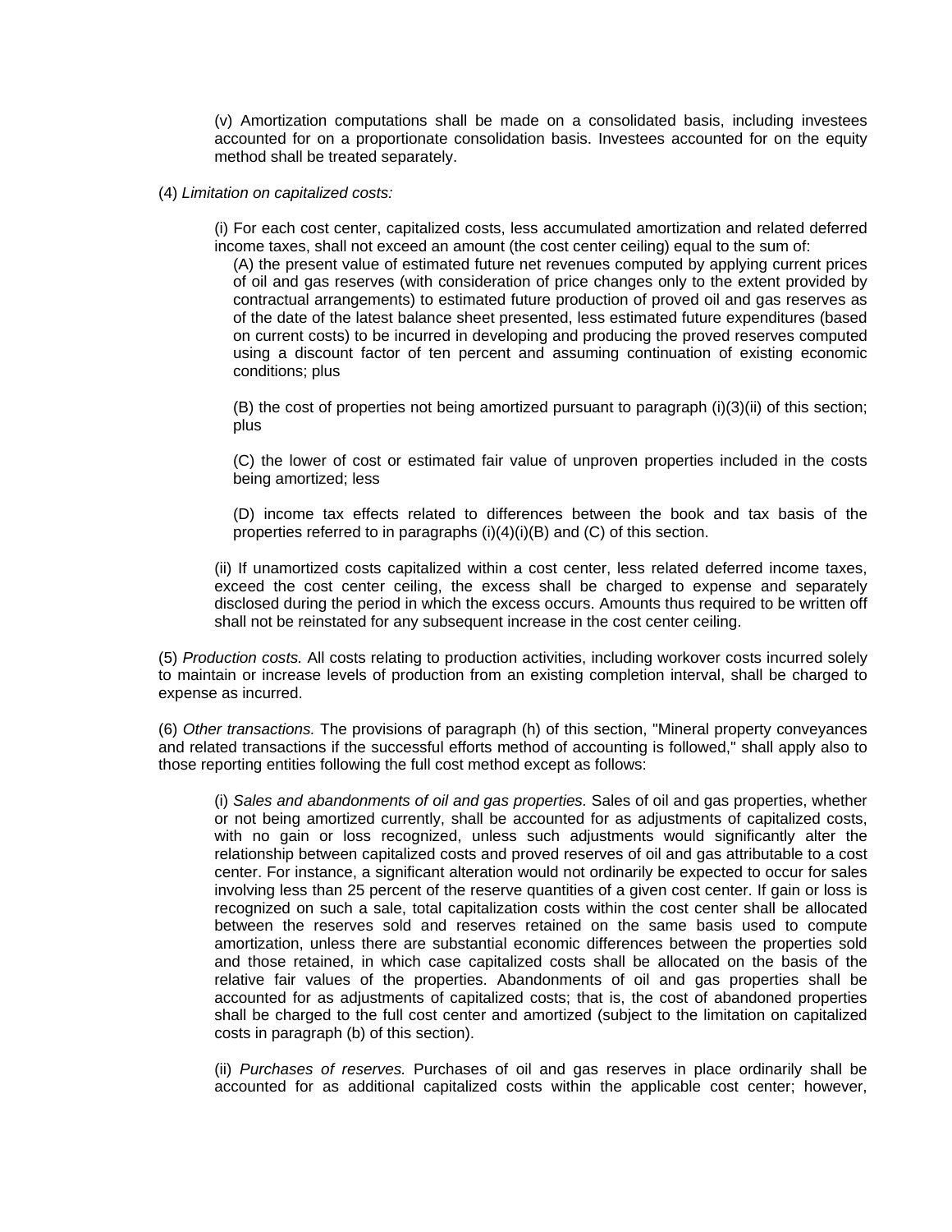(v) Amortization computations shall be made on a consolidated basis, including investees accounted for on a proportionate consolidation basis. Investees accounted for on the equity method shall be treated separately.

(4) *Limitation on capitalized costs:*

(i) For each cost center, capitalized costs, less accumulated amortization and related deferred income taxes, shall not exceed an amount (the cost center ceiling) equal to the sum of:

(A) the present value of estimated future net revenues computed by applying current prices of oil and gas reserves (with consideration of price changes only to the extent provided by contractual arrangements) to estimated future production of proved oil and gas reserves as of the date of the latest balance sheet presented, less estimated future expenditures (based on current costs) to be incurred in developing and producing the proved reserves computed using a discount factor of ten percent and assuming continuation of existing economic conditions; plus

(B) the cost of properties not being amortized pursuant to paragraph (i)(3)(ii) of this section; plus

(C) the lower of cost or estimated fair value of unproven properties included in the costs being amortized; less

(D) income tax effects related to differences between the book and tax basis of the properties referred to in paragraphs (i)(4)(i)(B) and (C) of this section.

(ii) If unamortized costs capitalized within a cost center, less related deferred income taxes, exceed the cost center ceiling, the excess shall be charged to expense and separately disclosed during the period in which the excess occurs. Amounts thus required to be written off shall not be reinstated for any subsequent increase in the cost center ceiling.

(5) *Production costs.* All costs relating to production activities, including workover costs incurred solely to maintain or increase levels of production from an existing completion interval, shall be charged to expense as incurred.

(6) *Other transactions.* The provisions of paragraph (h) of this section, "Mineral property conveyances and related transactions if the successful efforts method of accounting is followed," shall apply also to those reporting entities following the full cost method except as follows:

(i) *Sales and abandonments of oil and gas properties.* Sales of oil and gas properties, whether or not being amortized currently, shall be accounted for as adjustments of capitalized costs, with no gain or loss recognized, unless such adjustments would significantly alter the relationship between capitalized costs and proved reserves of oil and gas attributable to a cost center. For instance, a significant alteration would not ordinarily be expected to occur for sales involving less than 25 percent of the reserve quantities of a given cost center. If gain or loss is recognized on such a sale, total capitalization costs within the cost center shall be allocated between the reserves sold and reserves retained on the same basis used to compute amortization, unless there are substantial economic differences between the properties sold and those retained, in which case capitalized costs shall be allocated on the basis of the relative fair values of the properties. Abandonments of oil and gas properties shall be accounted for as adjustments of capitalized costs; that is, the cost of abandoned properties shall be charged to the full cost center and amortized (subject to the limitation on capitalized costs in paragraph (b) of this section).

(ii) *Purchases of reserves.* Purchases of oil and gas reserves in place ordinarily shall be accounted for as additional capitalized costs within the applicable cost center; however,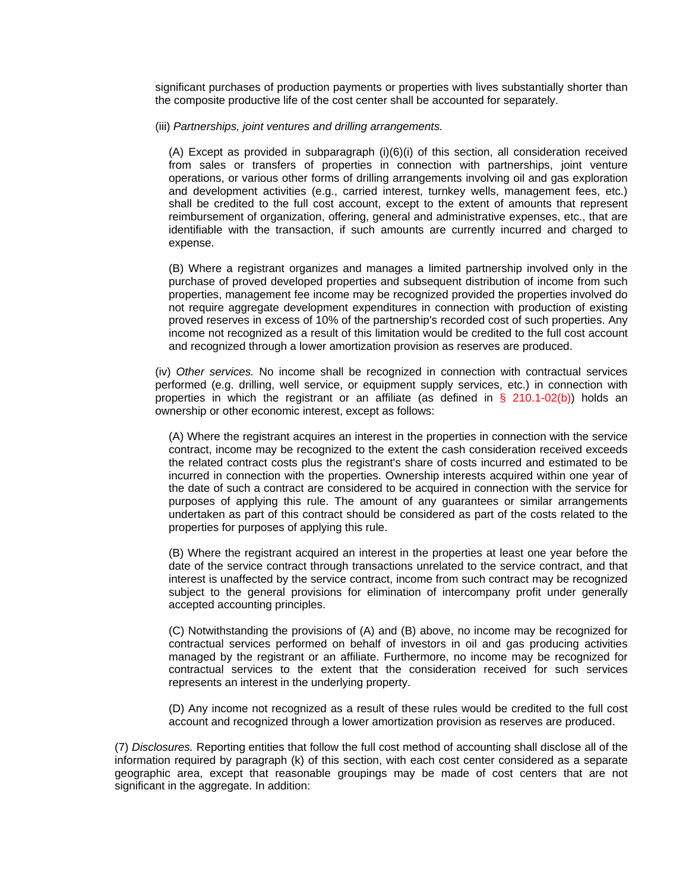significant purchases of production payments or properties with lives substantially shorter than the composite productive life of the cost center shall be accounted for separately.

(iii) *Partnerships, joint ventures and drilling arrangements.*

(A) Except as provided in subparagraph (i)(6)(i) of this section, all consideration received from sales or transfers of properties in connection with partnerships, joint venture operations, or various other forms of drilling arrangements involving oil and gas exploration and development activities (e.g., carried interest, turnkey wells, management fees, etc.) shall be credited to the full cost account, except to the extent of amounts that represent reimbursement of organization, offering, general and administrative expenses, etc., that are identifiable with the transaction, if such amounts are currently incurred and charged to expense.

(B) Where a registrant organizes and manages a limited partnership involved only in the purchase of proved developed properties and subsequent distribution of income from such properties, management fee income may be recognized provided the properties involved do not require aggregate development expenditures in connection with production of existing proved reserves in excess of 10% of the partnership's recorded cost of such properties. Any income not recognized as a result of this limitation would be credited to the full cost account and recognized through a lower amortization provision as reserves are produced.

(iv) *Other services.* No income shall be recognized in connection with contractual services performed (e.g. drilling, well service, or equipment supply services, etc.) in connection with properties in which the registrant or an affiliate (as defined in § 210.1-02(b)) holds an ownership or other economic interest, except as follows:

(A) Where the registrant acquires an interest in the properties in connection with the service contract, income may be recognized to the extent the cash consideration received exceeds the related contract costs plus the registrant's share of costs incurred and estimated to be incurred in connection with the properties. Ownership interests acquired within one year of the date of such a contract are considered to be acquired in connection with the service for purposes of applying this rule. The amount of any guarantees or similar arrangements undertaken as part of this contract should be considered as part of the costs related to the properties for purposes of applying this rule.

(B) Where the registrant acquired an interest in the properties at least one year before the date of the service contract through transactions unrelated to the service contract, and that interest is unaffected by the service contract, income from such contract may be recognized subject to the general provisions for elimination of intercompany profit under generally accepted accounting principles.

(C) Notwithstanding the provisions of (A) and (B) above, no income may be recognized for contractual services performed on behalf of investors in oil and gas producing activities managed by the registrant or an affiliate. Furthermore, no income may be recognized for contractual services to the extent that the consideration received for such services represents an interest in the underlying property.

(D) Any income not recognized as a result of these rules would be credited to the full cost account and recognized through a lower amortization provision as reserves are produced.

(7) *Disclosures.* Reporting entities that follow the full cost method of accounting shall disclose all of the information required by paragraph (k) of this section, with each cost center considered as a separate geographic area, except that reasonable groupings may be made of cost centers that are not significant in the aggregate. In addition: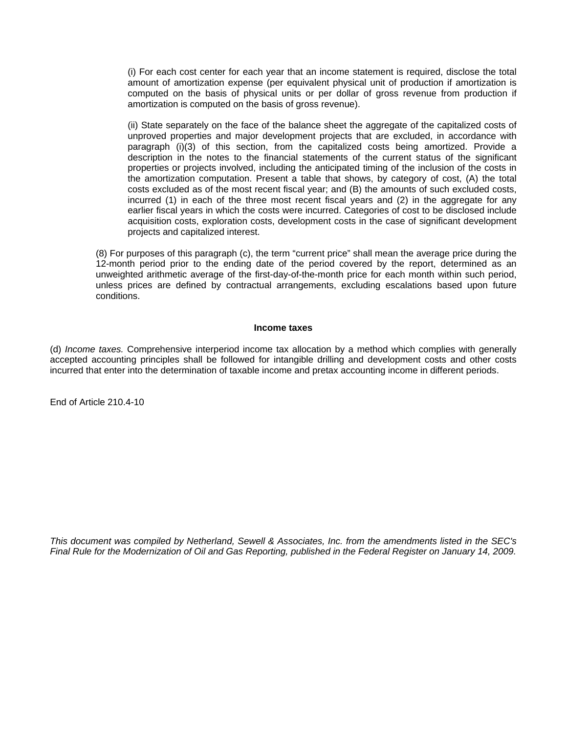(i) For each cost center for each year that an income statement is required, disclose the total amount of amortization expense (per equivalent physical unit of production if amortization is computed on the basis of physical units or per dollar of gross revenue from production if amortization is computed on the basis of gross revenue).

(ii) State separately on the face of the balance sheet the aggregate of the capitalized costs of unproved properties and major development projects that are excluded, in accordance with paragraph (i)(3) of this section, from the capitalized costs being amortized. Provide a description in the notes to the financial statements of the current status of the significant properties or projects involved, including the anticipated timing of the inclusion of the costs in the amortization computation. Present a table that shows, by category of cost, (A) the total costs excluded as of the most recent fiscal year; and (B) the amounts of such excluded costs, incurred (1) in each of the three most recent fiscal years and (2) in the aggregate for any earlier fiscal years in which the costs were incurred. Categories of cost to be disclosed include acquisition costs, exploration costs, development costs in the case of significant development projects and capitalized interest.

(8) For purposes of this paragraph (c), the term “current price” shall mean the average price during the 12-month period prior to the ending date of the period covered by the report, determined as an unweighted arithmetic average of the first-day-of-the-month price for each month within such period, unless prices are defined by contractual arrangements, excluding escalations based upon future conditions.

**Income taxes**

(d) *Income taxes.* Comprehensive interperiod income tax allocation by a method which complies with generally accepted accounting principles shall be followed for intangible drilling and development costs and other costs incurred that enter into the determination of taxable income and pretax accounting income in different periods.

End of Article 210.4-10

*This document was compiled by Netherland, Sewell & Associates, Inc. from the amendments listed in the SEC's Final Rule for the Modernization of Oil and Gas Reporting, published in the Federal Register on January 14, 2009.*